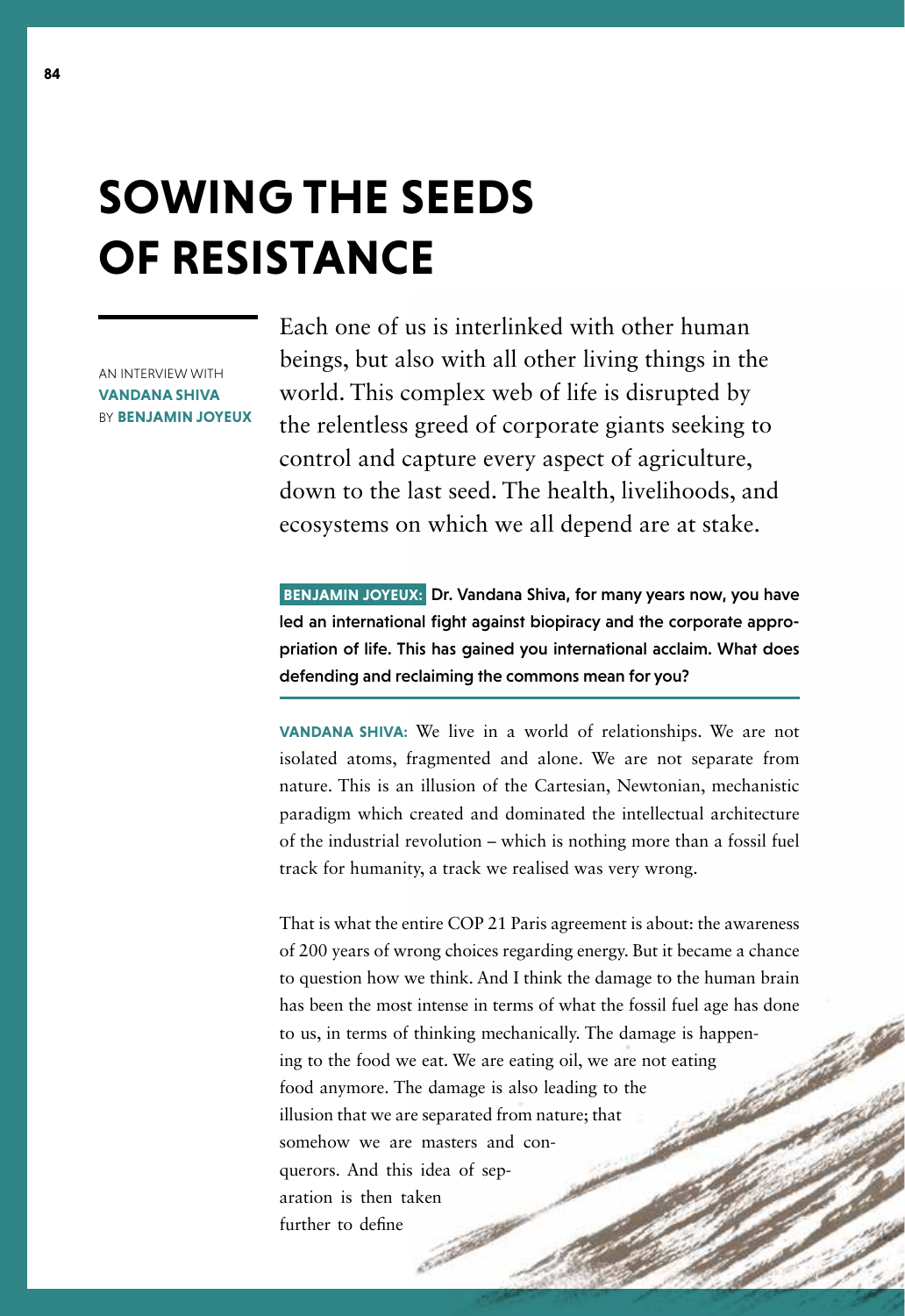# SOWING THE SEEDS OF RESISTANCE

AN INTERVIEW WITH **VANDANA SHIVA** BY **BENJAMIN JOYEUX**

Each one of us is interlinked with other human beings, but also with all other living things in the world. This complex web of life is disrupted by the relentless greed of corporate giants seeking to control and capture every aspect of agriculture, down to the last seed. The health, livelihoods, and ecosystems on which we all depend are at stake.

**BENJAMIN JOYEUX: Dr. Vandana Shiva, for many years now, you have led an international fight against biopiracy and the corporate appropriation of life. This has gained you international acclaim. What does defending and reclaiming the commons mean for you?**

**VANDANA SHIVA:** We live in a world of relationships. We are not isolated atoms, fragmented and alone. We are not separate from nature. This is an illusion of the Cartesian, Newtonian, mechanistic paradigm which created and dominated the intellectual architecture of the industrial revolution – which is nothing more than a fossil fuel track for humanity, a track we realised was very wrong.

That is what the entire COP 21 Paris agreement is about: the awareness of 200 years of wrong choices regarding energy. But it became a chance to question how we think. And I think the damage to the human brain has been the most intense in terms of what the fossil fuel age has done to us, in terms of thinking mechanically. The damage is happening to the food we eat. We are eating oil, we are not eating food anymore. The damage is also leading to the illusion that we are separated from nature; that somehow we are masters and conquerors. And this idea of separation is then taken further to define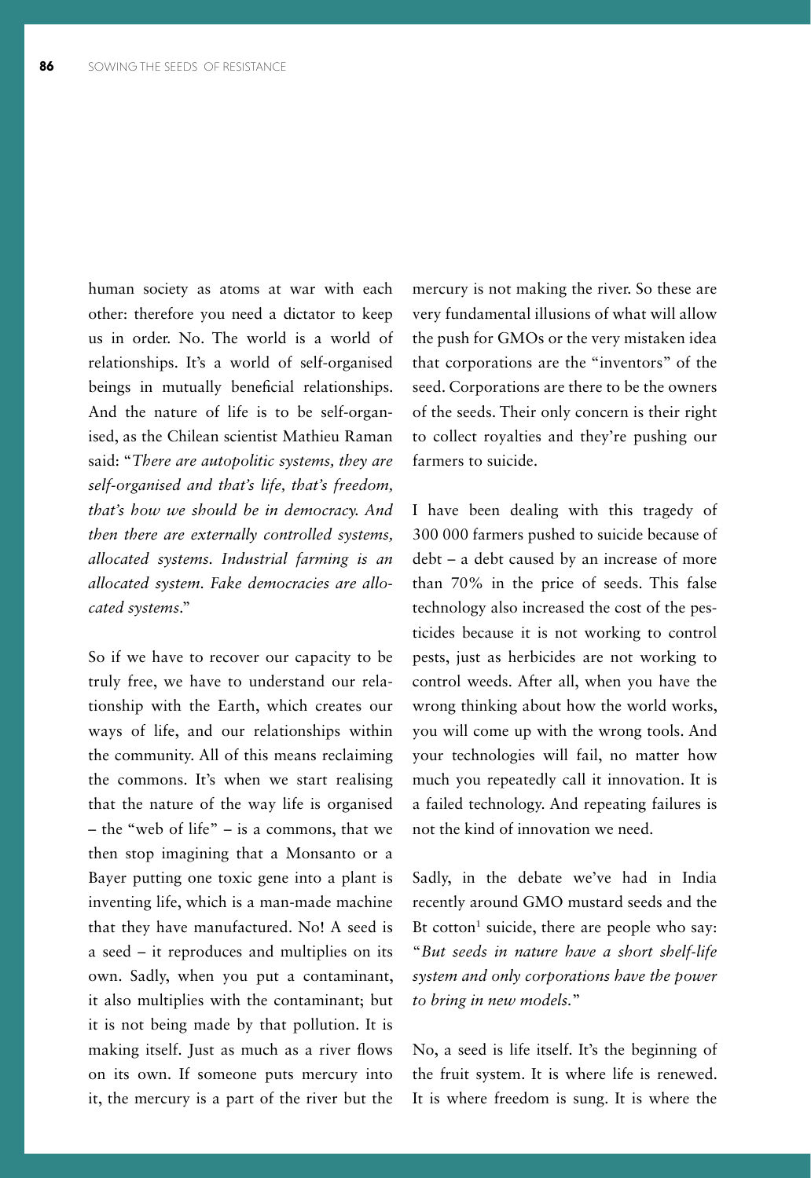human society as atoms at war with each other: therefore you need a dictator to keep us in order. No. The world is a world of relationships. It's a world of self-organised beings in mutually beneficial relationships. And the nature of life is to be self-organised, as the Chilean scientist Mathieu Raman said: "*There are autopolitic systems, they are self-organised and that's life, that's freedom, that's how we should be in democracy. And then there are externally controlled systems, allocated systems. Industrial farming is an allocated system. Fake democracies are allocated systems.*"

So if we have to recover our capacity to be truly free, we have to understand our relationship with the Earth, which creates our ways of life, and our relationships within the community. All of this means reclaiming the commons. It's when we start realising that the nature of the way life is organised – the "web of life" – is a commons, that we then stop imagining that a Monsanto or a Bayer putting one toxic gene into a plant is inventing life, which is a man-made machine that they have manufactured. No! A seed is a seed – it reproduces and multiplies on its own. Sadly, when you put a contaminant, it also multiplies with the contaminant; but it is not being made by that pollution. It is making itself. Just as much as a river flows on its own. If someone puts mercury into it, the mercury is a part of the river but the mercury is not making the river. So these are very fundamental illusions of what will allow the push for GMOs or the very mistaken idea that corporations are the "inventors" of the seed. Corporations are there to be the owners of the seeds. Their only concern is their right to collect royalties and they're pushing our farmers to suicide.

I have been dealing with this tragedy of 300 000 farmers pushed to suicide because of debt – a debt caused by an increase of more than 70% in the price of seeds. This false technology also increased the cost of the pesticides because it is not working to control pests, just as herbicides are not working to control weeds. After all, when you have the wrong thinking about how the world works, you will come up with the wrong tools. And your technologies will fail, no matter how much you repeatedly call it innovation. It is a failed technology. And repeating failures is not the kind of innovation we need.

Sadly, in the debate we've had in India recently around GMO mustard seeds and the Bt cotton[1] suicide, there are people who say: "*But seeds in nature have a short shelf-life system and only corporations have the power to bring in new models.*"

No, a seed is life itself. It's the beginning of the fruit system. It is where life is renewed. It is where freedom is sung. It is where the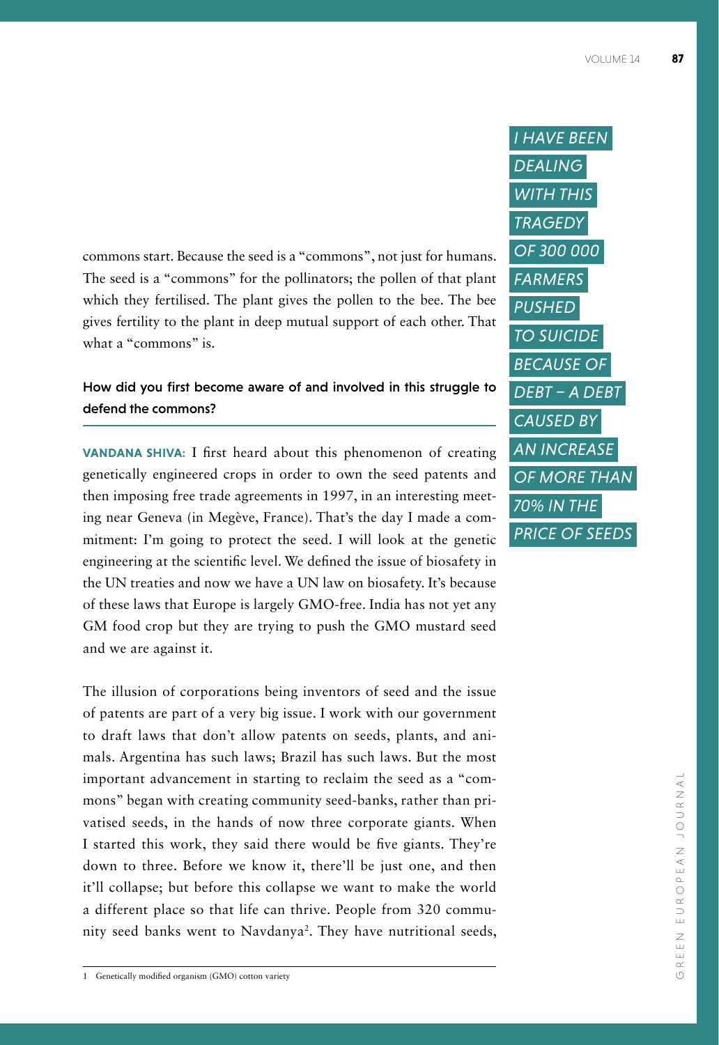commons start. Because the seed is a "commons", not just for humans. The seed is a "commons" for the pollinators; the pollen of that plant which they fertilised. The plant gives the pollen to the bee. The bee gives fertility to the plant in deep mutual support of each other. That what a "commons" is.

*I HAVE BEEN DEALING WITH THIS TRAGEDY OF 300 000 FARMERS PUSHED TO SUICIDE BECAUSE OF DEBT – A DEBT CAUSED BY AN INCREASE OF MORE THAN 70% IN THE PRICE OF SEEDS*

### How did you first become aware of and involved in this struggle to defend the commons?

**VANDANA SHIVA:** I first heard about this phenomenon of creating genetically engineered crops in order to own the seed patents and then imposing free trade agreements in 1997, in an interesting meeting near Geneva (in Megève, France). That's the day I made a commitment: I'm going to protect the seed. I will look at the genetic engineering at the scientific level. We defined the issue of biosafety in the UN treaties and now we have a UN law on biosafety. It's because of these laws that Europe is largely GMO-free. India has not yet any GM food crop but they are trying to push the GMO mustard seed and we are against it.

The illusion of corporations being inventors of seed and the issue of patents are part of a very big issue. I work with our government to draft laws that don't allow patents on seeds, plants, and animals. Argentina has such laws; Brazil has such laws. But the most important advancement in starting to reclaim the seed as a "commons" began with creating community seed-banks, rather than privatised seeds, in the hands of now three corporate giants. When I started this work, they said there would be five giants. They're down to three. Before we know it, there'll be just one, and then it'll collapse; but before this collapse we want to make the world a different place so that life can thrive. People from 320 community seed banks went to Navdanya[2]. They have nutritional seeds,

1 Genetically modified organism (GMO) cotton variety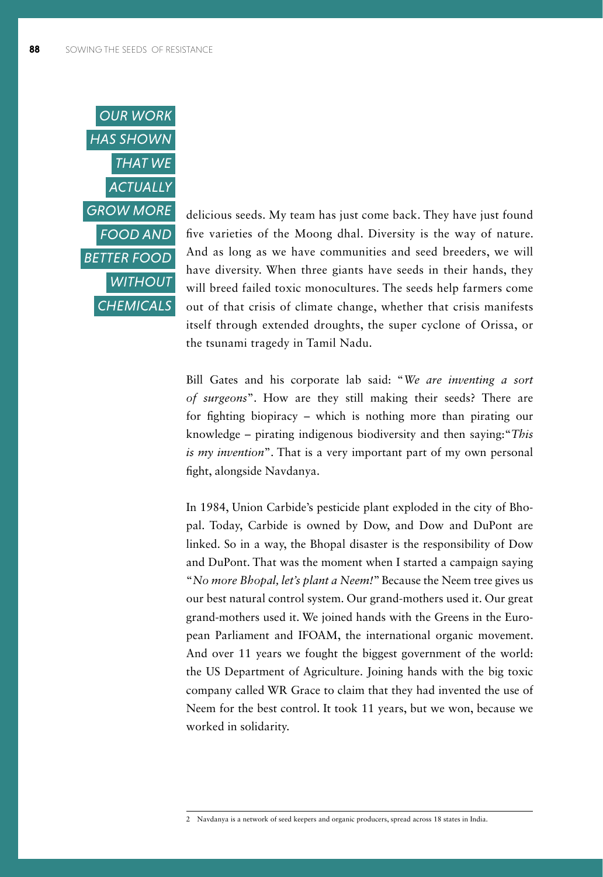*OUR WORK HAS SHOWN THAT WE ACTUALLY GROW MORE FOOD AND BETTER FOOD WITHOUT CHEMICALS*

delicious seeds. My team has just come back. They have just found five varieties of the Moong dhal. Diversity is the way of nature. And as long as we have communities and seed breeders, we will have diversity. When three giants have seeds in their hands, they will breed failed toxic monocultures. The seeds help farmers come out of that crisis of climate change, whether that crisis manifests itself through extended droughts, the super cyclone of Orissa, or the tsunami tragedy in Tamil Nadu.

Bill Gates and his corporate lab said: "*We are inventing a sort of surgeons*". How are they still making their seeds? There are for fighting biopiracy – which is nothing more than pirating our knowledge – pirating indigenous biodiversity and then saying:"*This is my invention*". That is a very important part of my own personal fight, alongside Navdanya.

In 1984, Union Carbide's pesticide plant exploded in the city of Bhopal. Today, Carbide is owned by Dow, and Dow and DuPont are linked. So in a way, the Bhopal disaster is the responsibility of Dow and DuPont. That was the moment when I started a campaign saying "*No more Bhopal, let's plant a Neem!*" Because the Neem tree gives us our best natural control system. Our grand-mothers used it. Our great grand-mothers used it. We joined hands with the Greens in the European Parliament and IFOAM, the international organic movement. And over 11 years we fought the biggest government of the world: the US Department of Agriculture. Joining hands with the big toxic company called WR Grace to claim that they had invented the use of Neem for the best control. It took 11 years, but we won, because we worked in solidarity.

---

2 Navdanya is a network of seed keepers and organic producers, spread across 18 states in India.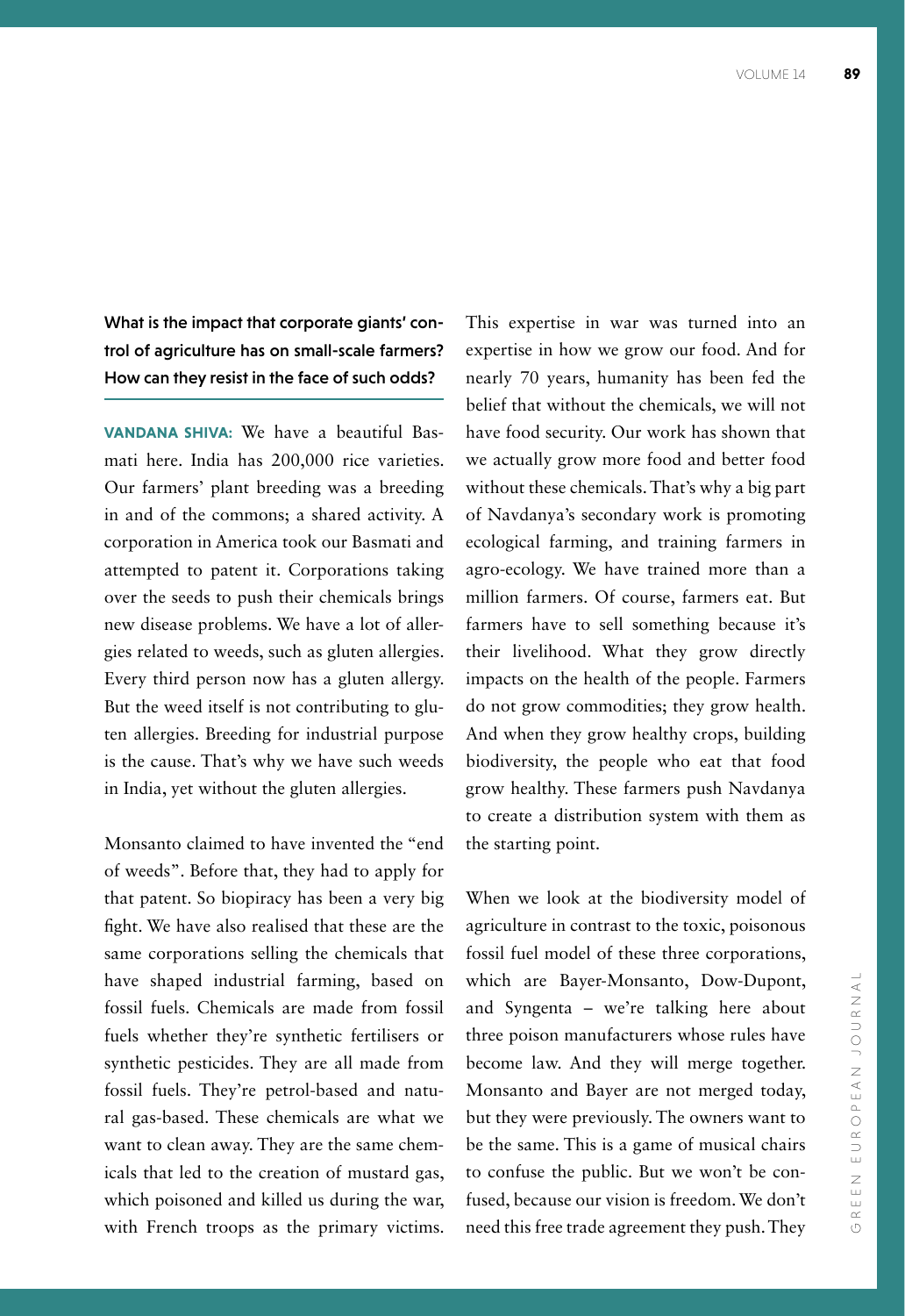**What is the impact that corporate giants' control of agriculture has on small-scale farmers? How can they resist in the face of such odds?**

**VANDANA SHIVA:** We have a beautiful Basmati here. India has 200,000 rice varieties. Our farmers' plant breeding was a breeding in and of the commons; a shared activity. A corporation in America took our Basmati and attempted to patent it. Corporations taking over the seeds to push their chemicals brings new disease problems. We have a lot of allergies related to weeds, such as gluten allergies. Every third person now has a gluten allergy. But the weed itself is not contributing to gluten allergies. Breeding for industrial purpose is the cause. That's why we have such weeds in India, yet without the gluten allergies.

Monsanto claimed to have invented the "end of weeds". Before that, they had to apply for that patent. So biopiracy has been a very big fight. We have also realised that these are the same corporations selling the chemicals that have shaped industrial farming, based on fossil fuels. Chemicals are made from fossil fuels whether they're synthetic fertilisers or synthetic pesticides. They are all made from fossil fuels. They're petrol-based and natural gas-based. These chemicals are what we want to clean away. They are the same chemicals that led to the creation of mustard gas, which poisoned and killed us during the war, with French troops as the primary victims. This expertise in war was turned into an expertise in how we grow our food. And for nearly 70 years, humanity has been fed the belief that without the chemicals, we will not have food security. Our work has shown that we actually grow more food and better food without these chemicals. That's why a big part of Navdanya's secondary work is promoting ecological farming, and training farmers in agro-ecology. We have trained more than a million farmers. Of course, farmers eat. But farmers have to sell something because it's their livelihood. What they grow directly impacts on the health of the people. Farmers do not grow commodities; they grow health. And when they grow healthy crops, building biodiversity, the people who eat that food grow healthy. These farmers push Navdanya to create a distribution system with them as the starting point.

When we look at the biodiversity model of agriculture in contrast to the toxic, poisonous fossil fuel model of these three corporations, which are Bayer-Monsanto, Dow-Dupont, and Syngenta – we're talking here about three poison manufacturers whose rules have become law. And they will merge together. Monsanto and Bayer are not merged today, but they were previously. The owners want to be the same. This is a game of musical chairs to confuse the public. But we won't be confused, because our vision is freedom. We don't need this free trade agreement they push. They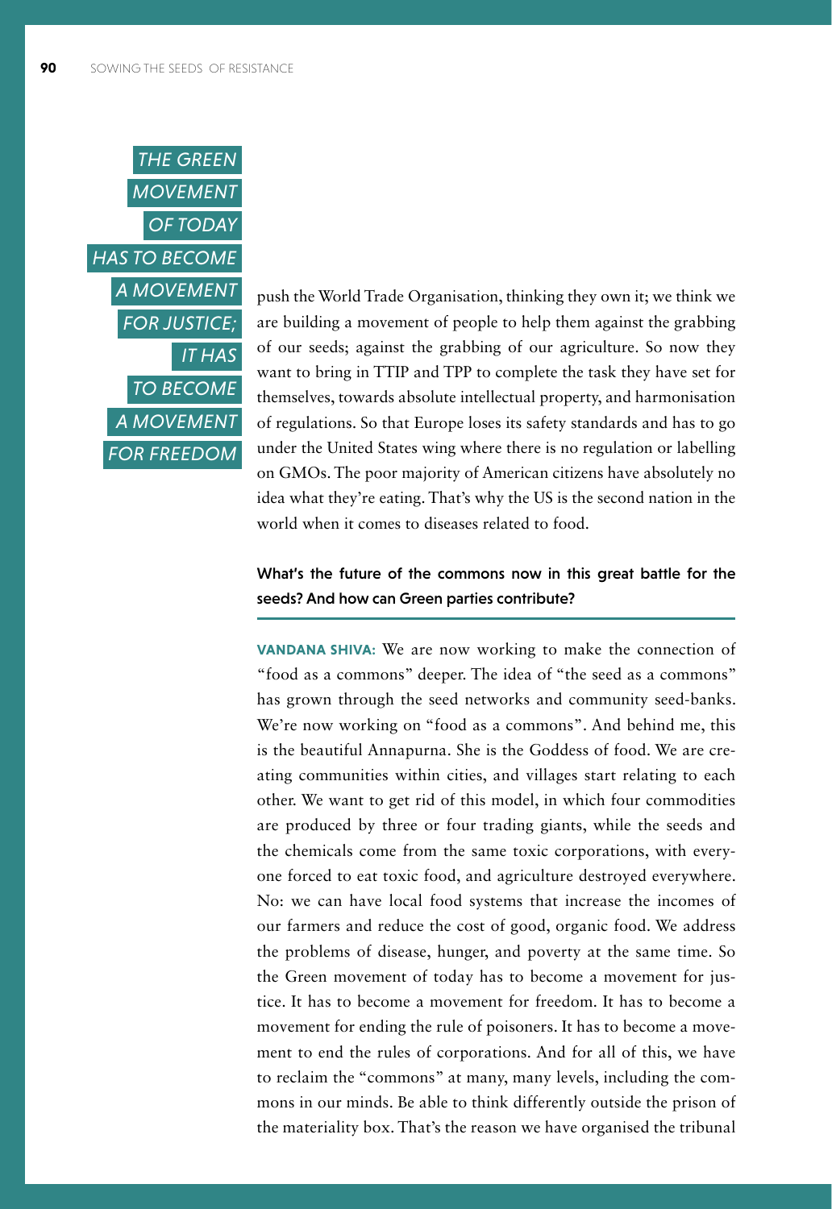*THE GREEN MOVEMENT OF TODAY HAS TO BECOME A MOVEMENT FOR JUSTICE; IT HAS TO BECOME A MOVEMENT FOR FREEDOM*

push the World Trade Organisation, thinking they own it; we think we are building a movement of people to help them against the grabbing of our seeds; against the grabbing of our agriculture. So now they want to bring in TTIP and TPP to complete the task they have set for themselves, towards absolute intellectual property, and harmonisation of regulations. So that Europe loses its safety standards and has to go under the United States wing where there is no regulation or labelling on GMOs. The poor majority of American citizens have absolutely no idea what they're eating. That's why the US is the second nation in the world when it comes to diseases related to food.

**What's the future of the commons now in this great battle for the seeds? And how can Green parties contribute?**

**VANDANA SHIVA:** We are now working to make the connection of "food as a commons" deeper. The idea of "the seed as a commons" has grown through the seed networks and community seed-banks. We're now working on "food as a commons". And behind me, this is the beautiful Annapurna. She is the Goddess of food. We are creating communities within cities, and villages start relating to each other. We want to get rid of this model, in which four commodities are produced by three or four trading giants, while the seeds and the chemicals come from the same toxic corporations, with everyone forced to eat toxic food, and agriculture destroyed everywhere. No: we can have local food systems that increase the incomes of our farmers and reduce the cost of good, organic food. We address the problems of disease, hunger, and poverty at the same time. So the Green movement of today has to become a movement for justice. It has to become a movement for freedom. It has to become a movement for ending the rule of poisoners. It has to become a movement to end the rules of corporations. And for all of this, we have to reclaim the "commons" at many, many levels, including the commons in our minds. Be able to think differently outside the prison of the materiality box. That's the reason we have organised the tribunal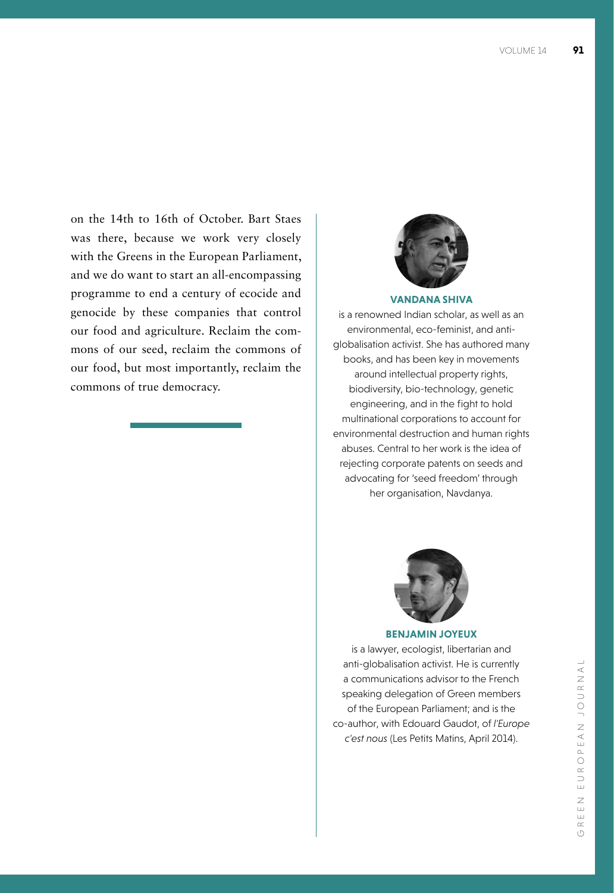on the 14th to 16th of October. Bart Staes was there, because we work very closely with the Greens in the European Parliament, and we do want to start an all-encompassing programme to end a century of ecocide and genocide by these companies that control our food and agriculture. Reclaim the commons of our seed, reclaim the commons of our food, but most importantly, reclaim the commons of true democracy.

---

**VANDANA SHIVA**

is a renowned Indian scholar, as well as an environmental, eco-feminist, and anti-globalisation activist. She has authored many books, and has been key in movements around intellectual property rights, biodiversity, bio-technology, genetic engineering, and in the fight to hold multinational corporations to account for environmental destruction and human rights abuses. Central to her work is the idea of rejecting corporate patents on seeds and advocating for 'seed freedom' through her organisation, Navdanya.

**BENJAMIN JOYEUX**

is a lawyer, ecologist, libertarian and anti-globalisation activist. He is currently a communications advisor to the French speaking delegation of Green members of the European Parliament; and is the co-author, with Edouard Gaudot, of *l'Europe c'est nous* (Les Petits Matins, April 2014).